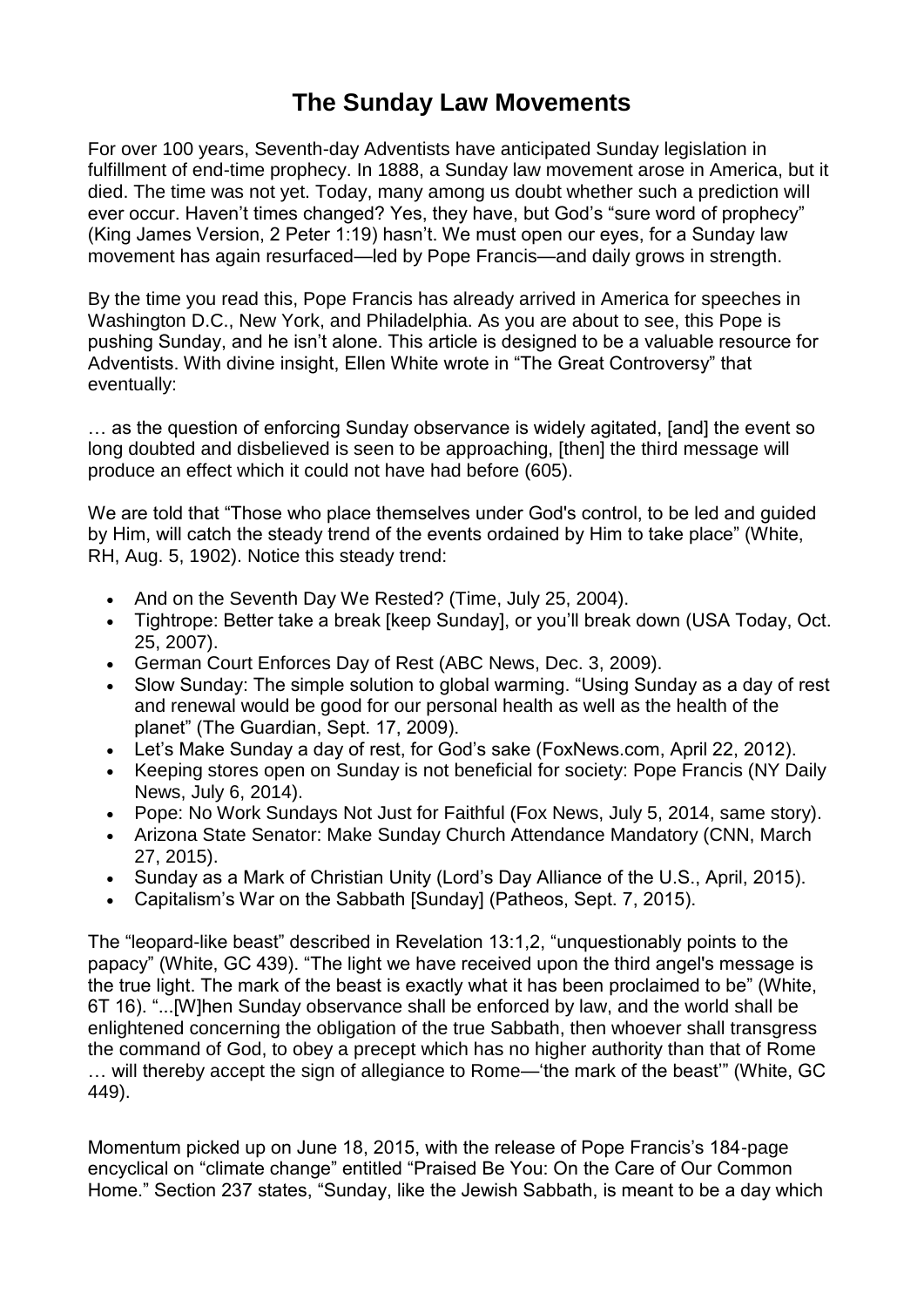# The Sunday Law Movements

For over 100 years, Seventh-day Adventists have anticipated Sunday legislation in fulfillment of end-time prophecy. In 1888, a Sunday law movement arose in America, but it died. The time was not yet. Today, many among us doubt whether such a prediction will ever occur. Haven't times changed? Yes, they have, but God's "sure word of prophecy" (King James Version, 2 Peter 1:19) hasn't. We must open our eyes, for a Sunday law movement has again resurfaced—led by Pope Francis—and daily grows in strength.

By the time you read this, Pope Francis has already arrived in America for speeches in Washington D.C., New York, and Philadelphia. As you are about to see, this Pope is pushing Sunday, and he isn't alone. This article is designed to be a valuable resource for Adventists. With divine insight, Ellen White wrote in "The Great Controversy" that eventually:

… as the question of enforcing Sunday observance is widely agitated, [and] the event so long doubted and disbelieved is seen to be approaching, [then] the third message will produce an effect which it could not have had before (605).

We are told that "Those who place themselves under God's control, to be led and guided by Him, will catch the steady trend of the events ordained by Him to take place" (White, RH, Aug. 5, 1902). Notice this steady trend:

- And on the Seventh Day We Rested? (Time, July 25, 2004).
- Tightrope: Better take a break [keep Sunday], or you'll break down (USA Today, Oct. 25, 2007).
- German Court Enforces Day of Rest (ABC News, Dec. 3, 2009).
- Slow Sunday: The simple solution to global warming. "Using Sunday as a day of rest and renewal would be good for our personal health as well as the health of the planet" (The Guardian, Sept. 17, 2009).
- Let's Make Sunday a day of rest, for God's sake (FoxNews.com, April 22, 2012).
- Keeping stores open on Sunday is not beneficial for society: Pope Francis (NY Daily News, July 6, 2014).
- Pope: No Work Sundays Not Just for Faithful (Fox News, July 5, 2014, same story).
- Arizona State Senator: Make Sunday Church Attendance Mandatory (CNN, March 27, 2015).
- Sunday as a Mark of Christian Unity (Lord's Day Alliance of the U.S., April, 2015).
- Capitalism's War on the Sabbath [Sunday] (Patheos, Sept. 7, 2015).

The "leopard-like beast" described in Revelation 13:1,2, "unquestionably points to the papacy" (White, GC 439). "The light we have received upon the third angel's message is the true light. The mark of the beast is exactly what it has been proclaimed to be" (White, 6T 16). "...[W]hen Sunday observance shall be enforced by law, and the world shall be enlightened concerning the obligation of the true Sabbath, then whoever shall transgress the command of God, to obey a precept which has no higher authority than that of Rome … will thereby accept the sign of allegiance to Rome—'the mark of the beast'" (White, GC 449).

Momentum picked up on June 18, 2015, with the release of Pope Francis's 184-page encyclical on "climate change" entitled "Praised Be You: On the Care of Our Common Home." Section 237 states, "Sunday, like the Jewish Sabbath, is meant to be a day which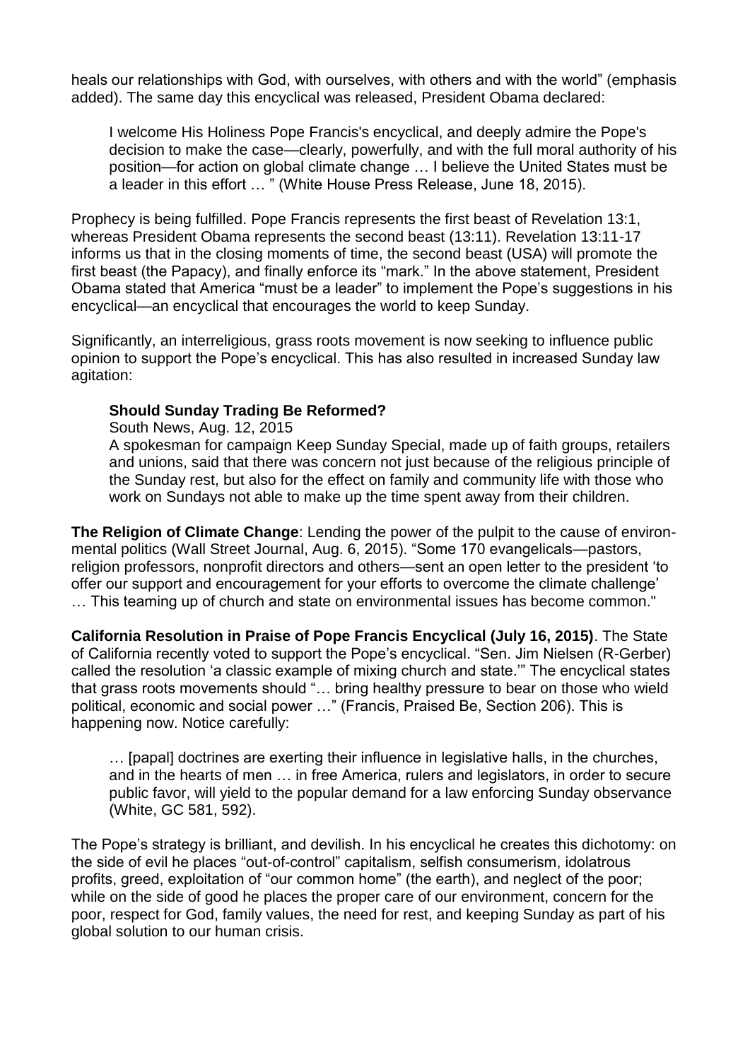heals our relationships with God, with ourselves, with others and with the world" (emphasis added). The same day this encyclical was released, President Obama declared:

> I welcome His Holiness Pope Francis's encyclical, and deeply admire the Pope's decision to make the case—clearly, powerfully, and with the full moral authority of his position—for action on global climate change … I believe the United States must be a leader in this effort … " (White House Press Release, June 18, 2015).

Prophecy is being fulfilled. Pope Francis represents the first beast of Revelation 13:1, whereas President Obama represents the second beast (13:11). Revelation 13:11-17 informs us that in the closing moments of time, the second beast (USA) will promote the first beast (the Papacy), and finally enforce its "mark." In the above statement, President Obama stated that America "must be a leader" to implement the Pope's suggestions in his encyclical—an encyclical that encourages the world to keep Sunday.

Significantly, an interreligious, grass roots movement is now seeking to influence public opinion to support the Pope's encyclical. This has also resulted in increased Sunday law agitation:

> **Should Sunday Trading Be Reformed?**
> South News, Aug. 12, 2015
> A spokesman for campaign Keep Sunday Special, made up of faith groups, retailers and unions, said that there was concern not just because of the religious principle of the Sunday rest, but also for the effect on family and community life with those who work on Sundays not able to make up the time spent away from their children.

**The Religion of Climate Change**: Lending the power of the pulpit to the cause of environmental politics (Wall Street Journal, Aug. 6, 2015). "Some 170 evangelicals—pastors, religion professors, nonprofit directors and others—sent an open letter to the president 'to offer our support and encouragement for your efforts to overcome the climate challenge' … This teaming up of church and state on environmental issues has become common."

**California Resolution in Praise of Pope Francis Encyclical (July 16, 2015)**. The State of California recently voted to support the Pope's encyclical. "Sen. Jim Nielsen (R-Gerber) called the resolution 'a classic example of mixing church and state.'" The encyclical states that grass roots movements should "… bring healthy pressure to bear on those who wield political, economic and social power …" (Francis, Praised Be, Section 206). This is happening now. Notice carefully:

> … [papal] doctrines are exerting their influence in legislative halls, in the churches, and in the hearts of men … in free America, rulers and legislators, in order to secure public favor, will yield to the popular demand for a law enforcing Sunday observance (White, GC 581, 592).

The Pope's strategy is brilliant, and devilish. In his encyclical he creates this dichotomy: on the side of evil he places "out-of-control" capitalism, selfish consumerism, idolatrous profits, greed, exploitation of "our common home" (the earth), and neglect of the poor; while on the side of good he places the proper care of our environment, concern for the poor, respect for God, family values, the need for rest, and keeping Sunday as part of his global solution to our human crisis.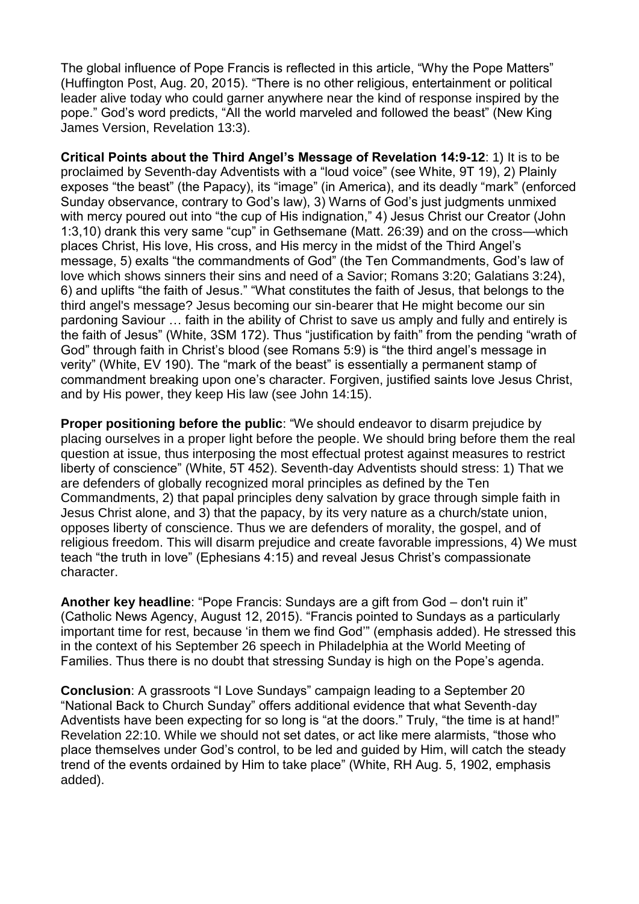The global influence of Pope Francis is reflected in this article, "Why the Pope Matters" (Huffington Post, Aug. 20, 2015). "There is no other religious, entertainment or political leader alive today who could garner anywhere near the kind of response inspired by the pope." God's word predicts, "All the world marveled and followed the beast" (New King James Version, Revelation 13:3).

**Critical Points about the Third Angel's Message of Revelation 14:9-12**: 1) It is to be proclaimed by Seventh-day Adventists with a "loud voice" (see White, 9T 19), 2) Plainly exposes "the beast" (the Papacy), its "image" (in America), and its deadly "mark" (enforced Sunday observance, contrary to God's law), 3) Warns of God's just judgments unmixed with mercy poured out into "the cup of His indignation," 4) Jesus Christ our Creator (John 1:3,10) drank this very same "cup" in Gethsemane (Matt. 26:39) and on the cross—which places Christ, His love, His cross, and His mercy in the midst of the Third Angel's message, 5) exalts "the commandments of God" (the Ten Commandments, God's law of love which shows sinners their sins and need of a Savior; Romans 3:20; Galatians 3:24), 6) and uplifts "the faith of Jesus." "What constitutes the faith of Jesus, that belongs to the third angel's message? Jesus becoming our sin-bearer that He might become our sin pardoning Saviour … faith in the ability of Christ to save us amply and fully and entirely is the faith of Jesus" (White, 3SM 172). Thus "justification by faith" from the pending "wrath of God" through faith in Christ's blood (see Romans 5:9) is "the third angel's message in verity" (White, EV 190). The "mark of the beast" is essentially a permanent stamp of commandment breaking upon one's character. Forgiven, justified saints love Jesus Christ, and by His power, they keep His law (see John 14:15).

**Proper positioning before the public**: "We should endeavor to disarm prejudice by placing ourselves in a proper light before the people. We should bring before them the real question at issue, thus interposing the most effectual protest against measures to restrict liberty of conscience" (White, 5T 452). Seventh-day Adventists should stress: 1) That we are defenders of globally recognized moral principles as defined by the Ten Commandments, 2) that papal principles deny salvation by grace through simple faith in Jesus Christ alone, and 3) that the papacy, by its very nature as a church/state union, opposes liberty of conscience. Thus we are defenders of morality, the gospel, and of religious freedom. This will disarm prejudice and create favorable impressions, 4) We must teach "the truth in love" (Ephesians 4:15) and reveal Jesus Christ's compassionate character.

**Another key headline**: "Pope Francis: Sundays are a gift from God – don't ruin it" (Catholic News Agency, August 12, 2015). "Francis pointed to Sundays as a particularly important time for rest, because 'in them we find God'" (emphasis added). He stressed this in the context of his September 26 speech in Philadelphia at the World Meeting of Families. Thus there is no doubt that stressing Sunday is high on the Pope's agenda.

**Conclusion**: A grassroots "I Love Sundays" campaign leading to a September 20 "National Back to Church Sunday" offers additional evidence that what Seventh-day Adventists have been expecting for so long is "at the doors." Truly, "the time is at hand!" Revelation 22:10. While we should not set dates, or act like mere alarmists, "those who place themselves under God's control, to be led and guided by Him, will catch the steady trend of the events ordained by Him to take place" (White, RH Aug. 5, 1902, emphasis added).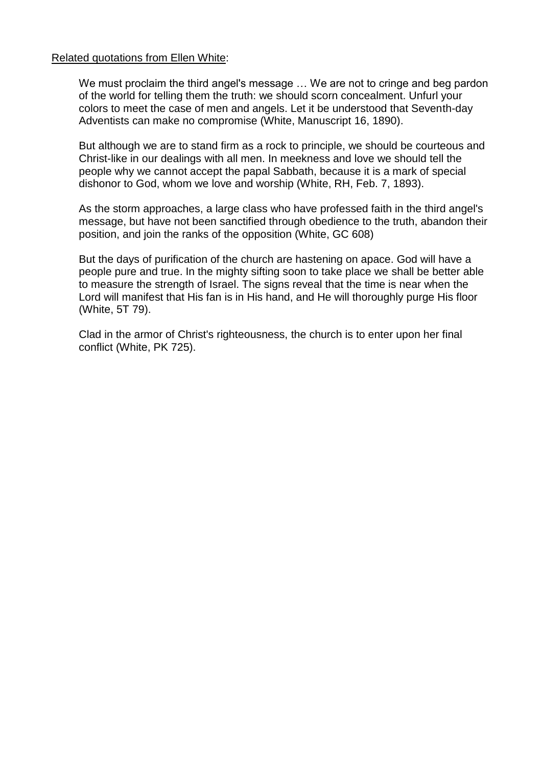<u>Related quotations from Ellen White</u>:

> We must proclaim the third angel's message … We are not to cringe and beg pardon of the world for telling them the truth: we should scorn concealment. Unfurl your colors to meet the case of men and angels. Let it be understood that Seventh-day Adventists can make no compromise (White, Manuscript 16, 1890).
>
> But although we are to stand firm as a rock to principle, we should be courteous and Christ-like in our dealings with all men. In meekness and love we should tell the people why we cannot accept the papal Sabbath, because it is a mark of special dishonor to God, whom we love and worship (White, RH, Feb. 7, 1893).
>
> As the storm approaches, a large class who have professed faith in the third angel's message, but have not been sanctified through obedience to the truth, abandon their position, and join the ranks of the opposition (White, GC 608)
>
> But the days of purification of the church are hastening on apace. God will have a people pure and true. In the mighty sifting soon to take place we shall be better able to measure the strength of Israel. The signs reveal that the time is near when the Lord will manifest that His fan is in His hand, and He will thoroughly purge His floor (White, 5T 79).
>
> Clad in the armor of Christ's righteousness, the church is to enter upon her final conflict (White, PK 725).